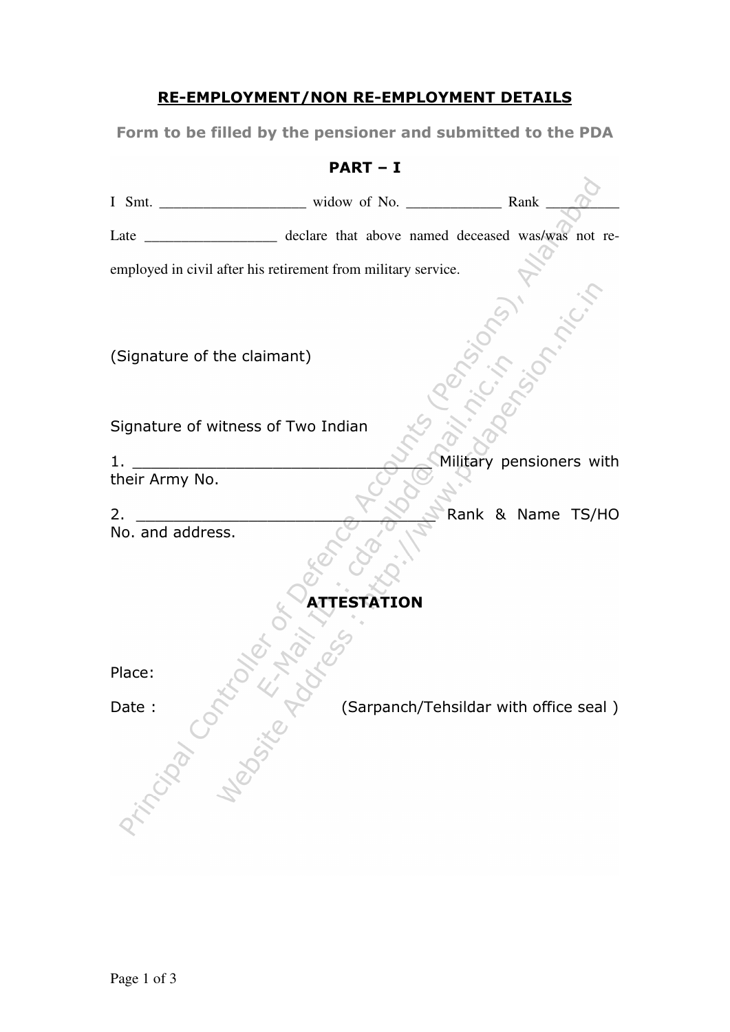## RE-EMPLOYMENT/NON RE-EMPLOYMENT DETAILS

**Form to be filled by the pensioner and submitted to the PDA**

**PART – I**

I Smt. ___________________ widow of No. ____________ Rank _________ Late _________________ declare that above named deceased was/was not re-employed in civil after his retirement from military service.

(Signature of the claimant)

Signature of witness of Two Indian

1. _______________________________ Military pensioners with their Army No.

2. _______________________________ Rank & Name TS/HO No. and address.

**ATTESTATION**

Place:

Date : (Sarpanch/Tehsildar with office seal )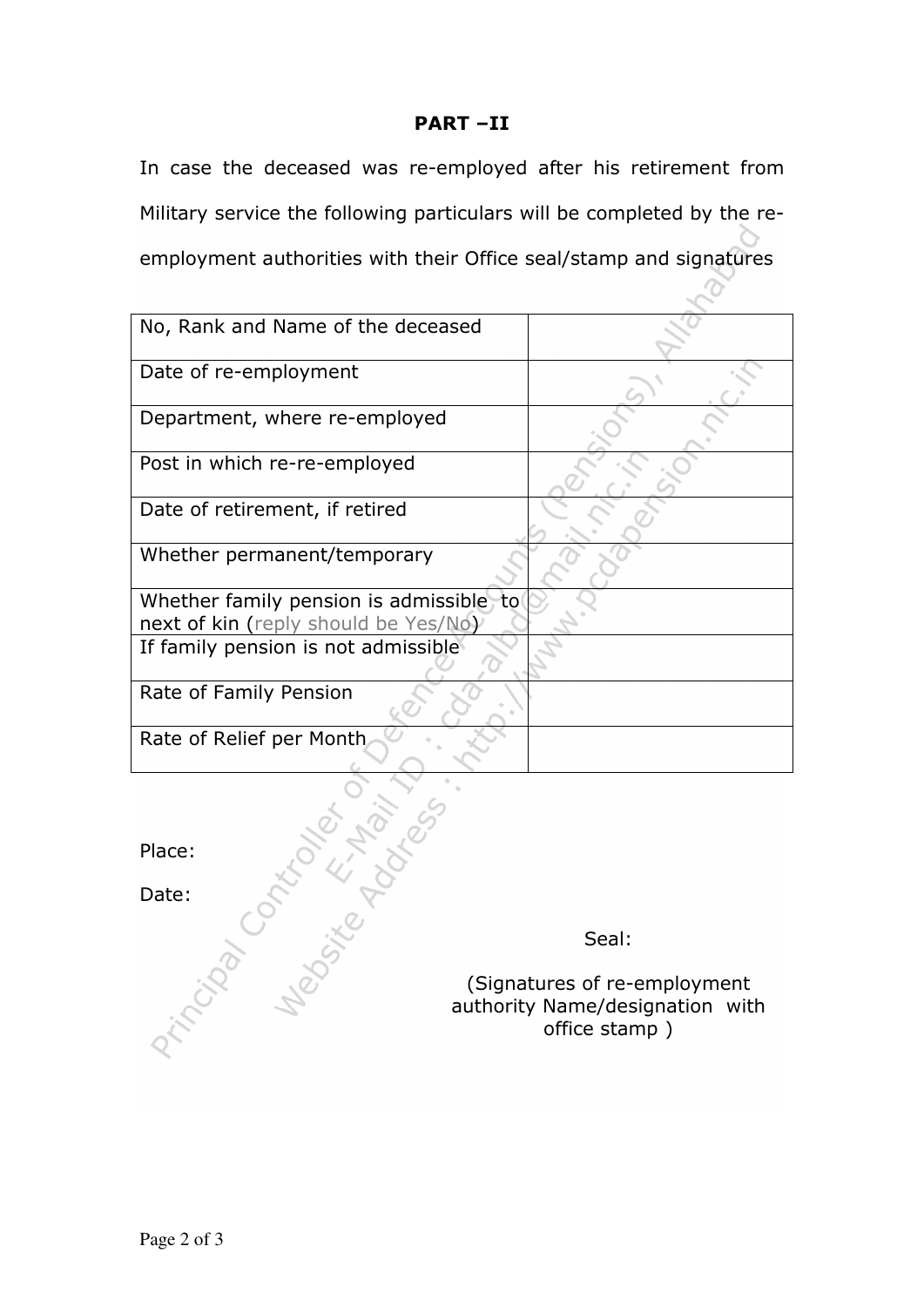**PART –II**

In case the deceased was re-employed after his retirement from Military service the following particulars will be completed by the re-employment authorities with their Office seal/stamp and signatures

| No, Rank and Name of the deceased | |
|---|---|
| Date of re-employment | |
| Department, where re-employed | |
| Post in which re-re-employed | |
| Date of retirement, if retired | |
| Whether permanent/temporary | |
| Whether family pension is admissible to next of kin (reply should be Yes/No) | |
| If family pension is not admissible | |
| Rate of Family Pension | |
| Rate of Relief per Month | |

Place:

Date:

Seal:

(Signatures of re-employment authority Name/designation with office stamp )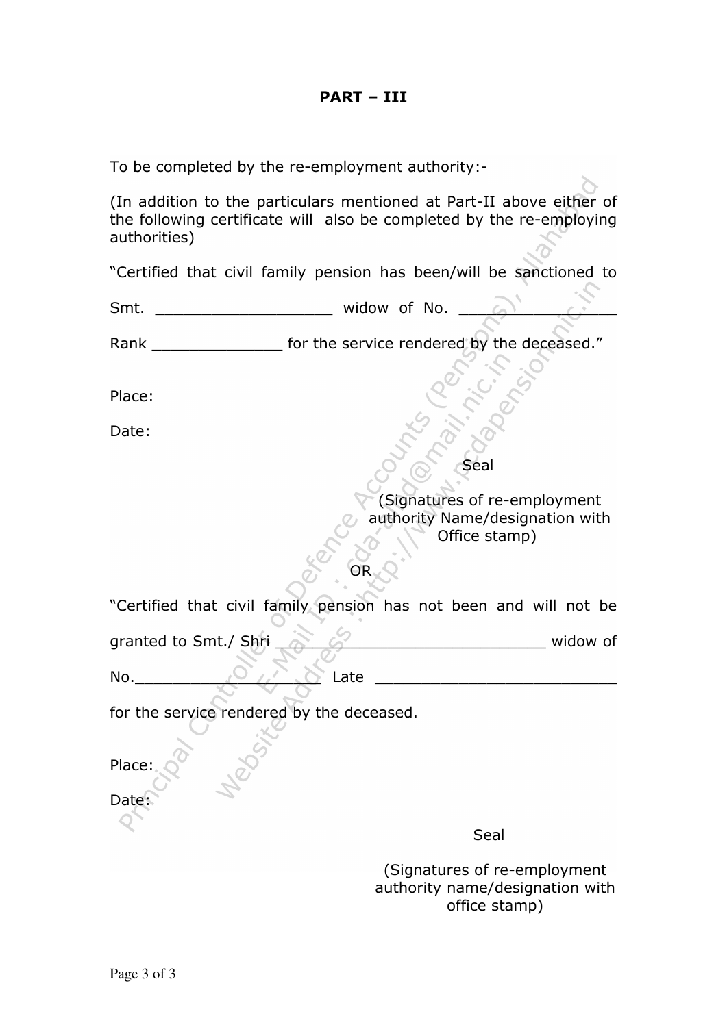**PART – III**

To be completed by the re-employment authority:-

(In addition to the particulars mentioned at Part-II above either of the following certificate will also be completed by the re-employing authorities)

"Certified that civil family pension has been/will be sanctioned to

Smt. ___________________ widow of No. _________________

Rank ______________ for the service rendered by the deceased."

Place:

Date:

Seal

(Signatures of re-employment authority Name/designation with Office stamp)

OR

"Certified that civil family pension has not been and will not be

granted to Smt./ Shri _____________________________ widow of

No.___________________ Late _________________________

for the service rendered by the deceased.

Place:

Date:

Seal

(Signatures of re-employment authority name/designation with office stamp)